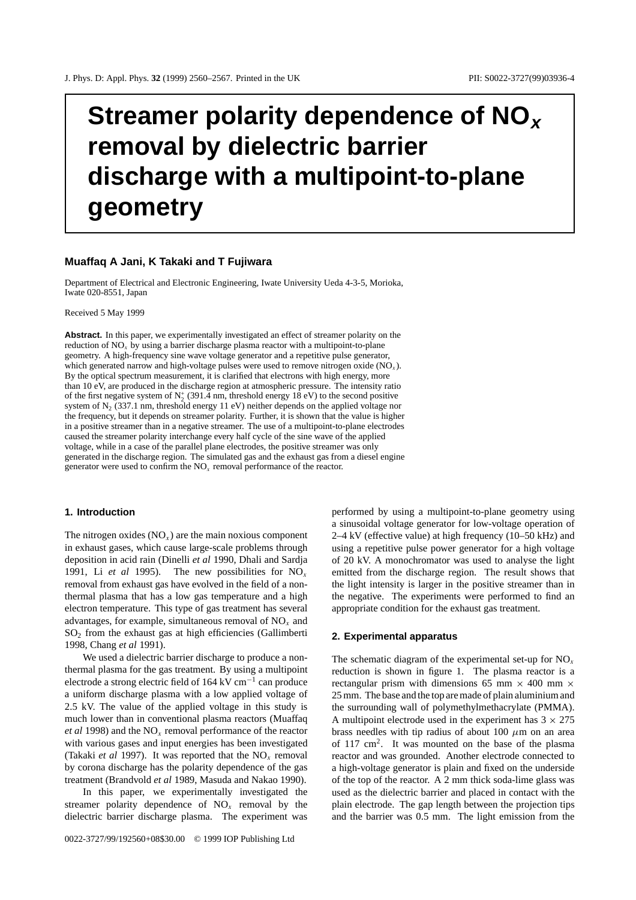# Streamer polarity dependence of $NO_x$ removal by dielectric barrier discharge with a multipoint-to-plane geometry

**Muaffaq A Jani, K Takaki and T Fujiwara**

Department of Electrical and Electronic Engineering, Iwate University Ueda 4-3-5, Morioka, Iwate 020-8551, Japan

Received 5 May 1999

**Abstract.** In this paper, we experimentally investigated an effect of streamer polarity on the reduction of $NO_x$ by using a barrier discharge plasma reactor with a multipoint-to-plane geometry. A high-frequency sine wave voltage generator and a repetitive pulse generator, which generated narrow and high-voltage pulses were used to remove nitrogen oxide ($NO_x$). By the optical spectrum measurement, it is clarified that electrons with high energy, more than 10 eV, are produced in the discharge region at atmospheric pressure. The intensity ratio of the first negative system of $N_2^+$ (391.4 nm, threshold energy 18 eV) to the second positive system of $N_2$ (337.1 nm, threshold energy 11 eV) neither depends on the applied voltage nor the frequency, but it depends on streamer polarity. Further, it is shown that the value is higher in a positive streamer than in a negative streamer. The use of a multipoint-to-plane electrodes caused the streamer polarity interchange every half cycle of the sine wave of the applied voltage, while in a case of the parallel plane electrodes, the positive streamer was only generated in the discharge region. The simulated gas and the exhaust gas from a diesel engine generator were used to confirm the $NO_x$ removal performance of the reactor.

## 1. Introduction

The nitrogen oxides ($NO_x$) are the main noxious component in exhaust gases, which cause large-scale problems through deposition in acid rain (Dinelli *et al* 1990, Dhali and Sardja 1991, Li *et al* 1995). The new possibilities for $NO_x$ removal from exhaust gas have evolved in the field of a non-thermal plasma that has a low gas temperature and a high electron temperature. This type of gas treatment has several advantages, for example, simultaneous removal of $NO_x$ and $SO_2$ from the exhaust gas at high efficiencies (Gallimberti 1998, Chang *et al* 1991).

We used a dielectric barrier discharge to produce a non-thermal plasma for the gas treatment. By using a multipoint electrode a strong electric field of 164 kV $cm^{-1}$ can produce a uniform discharge plasma with a low applied voltage of 2.5 kV. The value of the applied voltage in this study is much lower than in conventional plasma reactors (Muaffaq *et al* 1998) and the $NO_x$ removal performance of the reactor with various gases and input energies has been investigated (Takaki *et al* 1997). It was reported that the $NO_x$ removal by corona discharge has the polarity dependence of the gas treatment (Brandvold *et al* 1989, Masuda and Nakao 1990).

In this paper, we experimentally investigated the streamer polarity dependence of $NO_x$ removal by the dielectric barrier discharge plasma. The experiment was performed by using a multipoint-to-plane geometry using a sinusoidal voltage generator for low-voltage operation of 2–4 kV (effective value) at high frequency (10–50 kHz) and using a repetitive pulse power generator for a high voltage of 20 kV. A monochromator was used to analyse the light emitted from the discharge region. The result shows that the light intensity is larger in the positive streamer than in the negative. The experiments were performed to find an appropriate condition for the exhaust gas treatment.

## 2. Experimental apparatus

The schematic diagram of the experimental set-up for $NO_x$ reduction is shown in figure 1. The plasma reactor is a rectangular prism with dimensions 65 mm × 400 mm × 25 mm. The base and the top are made of plain aluminium and the surrounding wall of polymethylmethacrylate (PMMA). A multipoint electrode used in the experiment has 3 × 275 brass needles with tip radius of about 100 $\mu$m on an area of 117 $cm^2$. It was mounted on the base of the plasma reactor and was grounded. Another electrode connected to a high-voltage generator is plain and fixed on the underside of the top of the reactor. A 2 mm thick soda-lime glass was used as the dielectric barrier and placed in contact with the plain electrode. The gap length between the projection tips and the barrier was 0.5 mm. The light emission from the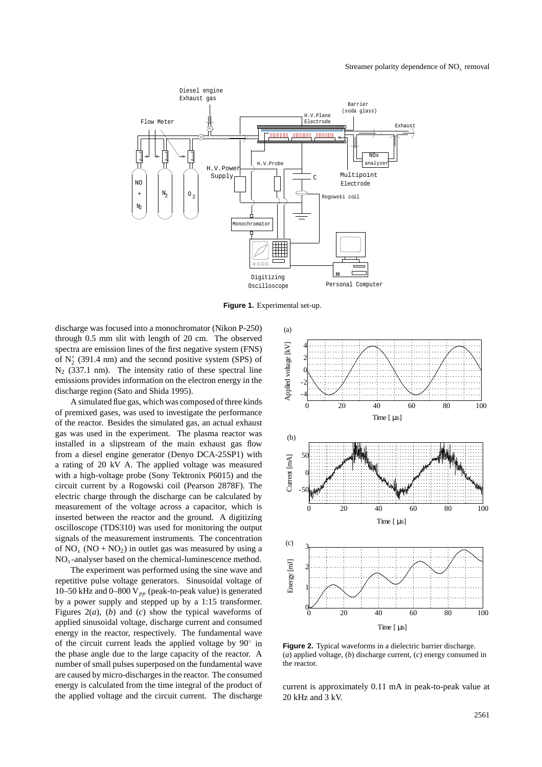**Figure 1.** Experimental set-up.

discharge was focused into a monochromator (Nikon P-250) through 0.5 mm slit with length of 20 cm. The observed spectra are emission lines of the first negative system (FNS) of $N_2^+$ (391.4 nm) and the second positive system (SPS) of $N_2$ (337.1 nm). The intensity ratio of these spectral line emissions provides information on the electron energy in the discharge region (Sato and Shida 1995).

A simulated flue gas, which was composed of three kinds of premixed gases, was used to investigate the performance of the reactor. Besides the simulated gas, an actual exhaust gas was used in the experiment. The plasma reactor was installed in a slipstream of the main exhaust gas flow from a diesel engine generator (Denyo DCA-25SP1) with a rating of 20 kV A. The applied voltage was measured with a high-voltage probe (Sony Tektronix P6015) and the circuit current by a Rogowski coil (Pearson 2878F). The electric charge through the discharge can be calculated by measurement of the voltage across a capacitor, which is inserted between the reactor and the ground. A digitizing oscilloscope (TDS310) was used for monitoring the output signals of the measurement instruments. The concentration of $NO_x$ ($NO + NO_2$) in outlet gas was measured by using a $NO_x$-analyser based on the chemical-luminescence method.

The experiment was performed using the sine wave and repetitive pulse voltage generators. Sinusoidal voltage of 10–50 kHz and 0–800 $V_{pp}$ (peak-to-peak value) is generated by a power supply and stepped up by a 1:15 transformer. Figures 2(*a*), (*b*) and (*c*) show the typical waveforms of applied sinusoidal voltage, discharge current and consumed energy in the reactor, respectively. The fundamental wave of the circuit current leads the applied voltage by 90° in the phase angle due to the large capacity of the reactor. A number of small pulses superposed on the fundamental wave are caused by micro-discharges in the reactor. The consumed energy is calculated from the time integral of the product of the applied voltage and the circuit current. The discharge current is approximately 0.11 mA in peak-to-peak value at 20 kHz and 3 kV.

**Figure 2.** Typical waveforms in a dielectric barrier discharge. (*a*) applied voltage, (*b*) discharge current, (*c*) energy consumed in the reactor.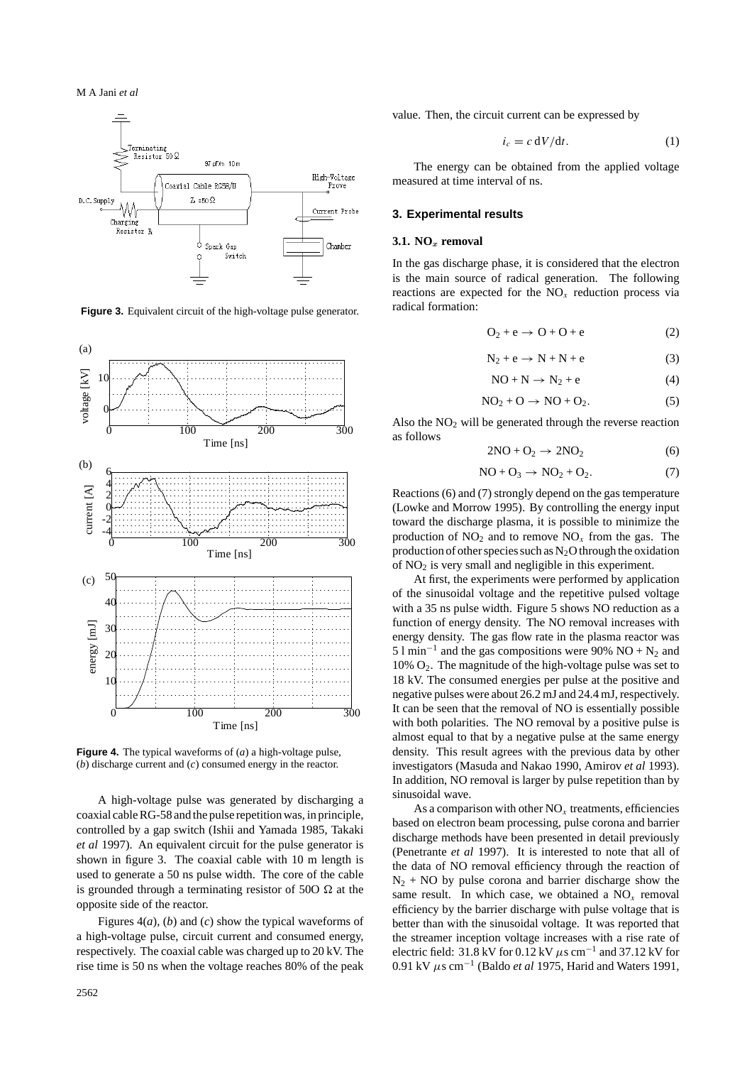**Figure 3.** Equivalent circuit of the high-voltage pulse generator.

**Figure 4.** The typical waveforms of (*a*) a high-voltage pulse, (*b*) discharge current and (*c*) consumed energy in the reactor.

A high-voltage pulse was generated by discharging a coaxial cable RG-58 and the pulse repetition was, in principle, controlled by a gap switch (Ishii and Yamada 1985, Takaki *et al* 1997). An equivalent circuit for the pulse generator is shown in figure 3. The coaxial cable with 10 m length is used to generate a 50 ns pulse width. The core of the cable is grounded through a terminating resistor of 50O Ω at the opposite side of the reactor.

Figures 4(*a*), (*b*) and (*c*) show the typical waveforms of a high-voltage pulse, circuit current and consumed energy, respectively. The coaxial cable was charged up to 20 kV. The rise time is 50 ns when the voltage reaches 80% of the peak value. Then, the circuit current can be expressed by

$$i_c = c\,\mathrm{d}V/\mathrm{d}t. \tag{1}$$

The energy can be obtained from the applied voltage measured at time interval of ns.

## 3. Experimental results

### 3.1. $NO_x$ removal

In the gas discharge phase, it is considered that the electron is the main source of radical generation. The following reactions are expected for the $NO_x$ reduction process via radical formation:

$$O_2 + e \rightarrow O + O + e \tag{2}$$

$$N_2 + e \rightarrow N + N + e \tag{3}$$

$$NO + N \rightarrow N_2 + e \tag{4}$$

$$NO_2 + O \rightarrow NO + O_2. \tag{5}$$

Also the $NO_2$ will be generated through the reverse reaction as follows

$$2NO + O_2 \rightarrow 2NO_2 \tag{6}$$

$$NO + O_3 \rightarrow NO_2 + O_2. \tag{7}$$

Reactions (6) and (7) strongly depend on the gas temperature (Lowke and Morrow 1995). By controlling the energy input toward the discharge plasma, it is possible to minimize the production of $NO_2$ and to remove $NO_x$ from the gas. The production of other species such as $N_2O$ through the oxidation of $NO_2$ is very small and negligible in this experiment.

At first, the experiments were performed by application of the sinusoidal voltage and the repetitive pulsed voltage with a 35 ns pulse width. Figure 5 shows NO reduction as a function of energy density. The NO removal increases with energy density. The gas flow rate in the plasma reactor was 5 l $\text{min}^{-1}$ and the gas compositions were 90% NO + $N_2$ and 10% $O_2$. The magnitude of the high-voltage pulse was set to 18 kV. The consumed energies per pulse at the positive and negative pulses were about 26.2 mJ and 24.4 mJ, respectively. It can be seen that the removal of NO is essentially possible with both polarities. The NO removal by a positive pulse is almost equal to that by a negative pulse at the same energy density. This result agrees with the previous data by other investigators (Masuda and Nakao 1990, Amirov *et al* 1993). In addition, NO removal is larger by pulse repetition than by sinusoidal wave.

As a comparison with other $NO_x$ treatments, efficiencies based on electron beam processing, pulse corona and barrier discharge methods have been presented in detail previously (Penetrante *et al* 1997). It is interested to note that all of the data of NO removal efficiency through the reaction of $N_2$ + NO by pulse corona and barrier discharge show the same result. In which case, we obtained a $NO_x$ removal efficiency by the barrier discharge with pulse voltage that is better than with the sinusoidal voltage. It was reported that the streamer inception voltage increases with a rise rate of electric field: 31.8 kV for 0.12 kV $\mu$s $\text{cm}^{-1}$ and 37.12 kV for 0.91 kV $\mu$s $\text{cm}^{-1}$ (Baldo *et al* 1975, Harid and Waters 1991,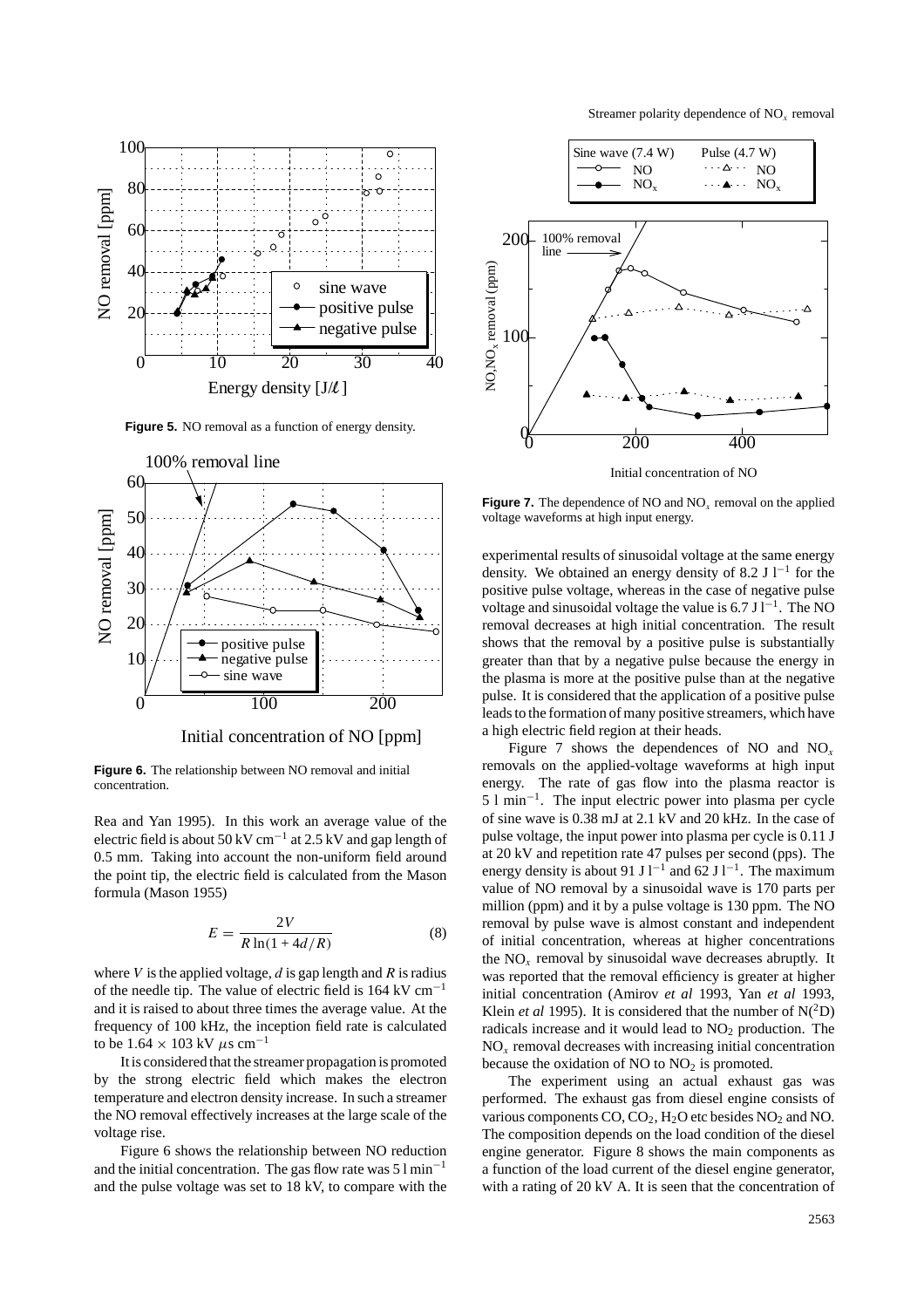**Figure 5.** NO removal as a function of energy density.

**Figure 6.** The relationship between NO removal and initial concentration.

Rea and Yan 1995). In this work an average value of the electric field is about 50 kV cm$^{-1}$ at 2.5 kV and gap length of 0.5 mm. Taking into account the non-uniform field around the point tip, the electric field is calculated from the Mason formula (Mason 1955)

$$E = \frac{2V}{R\ln(1 + 4d/R)} \tag{8}$$

where $V$ is the applied voltage, $d$ is gap length and $R$ is radius of the needle tip. The value of electric field is 164 kV cm$^{-1}$ and it is raised to about three times the average value. At the frequency of 100 kHz, the inception field rate is calculated to be $1.64 \times 103$ kV $\mu$s cm$^{-1}$

It is considered that the streamer propagation is promoted by the strong electric field which makes the electron temperature and electron density increase. In such a streamer the NO removal effectively increases at the large scale of the voltage rise.

Figure 6 shows the relationship between NO reduction and the initial concentration. The gas flow rate was 5 l min$^{-1}$ and the pulse voltage was set to 18 kV, to compare with the experimental results of sinusoidal voltage at the same energy density. We obtained an energy density of 8.2 J l$^{-1}$ for the positive pulse voltage, whereas in the case of negative pulse voltage and sinusoidal voltage the value is 6.7 J l$^{-1}$. The NO removal decreases at high initial concentration. The result shows that the removal by a positive pulse is substantially greater than that by a negative pulse because the energy in the plasma is more at the positive pulse than at the negative pulse. It is considered that the application of a positive pulse leads to the formation of many positive streamers, which have a high electric field region at their heads.

**Figure 7.** The dependence of NO and $NO_x$ removal on the applied voltage waveforms at high input energy.

Figure 7 shows the dependences of NO and $NO_x$ removals on the applied-voltage waveforms at high input energy. The rate of gas flow into the plasma reactor is 5 l min$^{-1}$. The input electric power into plasma per cycle of sine wave is 0.38 mJ at 2.1 kV and 20 kHz. In the case of pulse voltage, the input power into plasma per cycle is 0.11 J at 20 kV and repetition rate 47 pulses per second (pps). The energy density is about 91 J l$^{-1}$ and 62 J l$^{-1}$. The maximum value of NO removal by a sinusoidal wave is 170 parts per million (ppm) and it by a pulse voltage is 130 ppm. The NO removal by pulse wave is almost constant and independent of initial concentration, whereas at higher concentrations the $NO_x$ removal by sinusoidal wave decreases abruptly. It was reported that the removal efficiency is greater at higher initial concentration (Amirov *et al* 1993, Yan *et al* 1993, Klein *et al* 1995). It is considered that the number of N($^2$D) radicals increase and it would lead to $NO_2$ production. The $NO_x$ removal decreases with increasing initial concentration because the oxidation of NO to $NO_2$ is promoted.

The experiment using an actual exhaust gas was performed. The exhaust gas from diesel engine consists of various components CO, $CO_2$, $H_2O$ etc besides $NO_2$ and NO. The composition depends on the load condition of the diesel engine generator. Figure 8 shows the main components as a function of the load current of the diesel engine generator, with a rating of 20 kV A. It is seen that the concentration of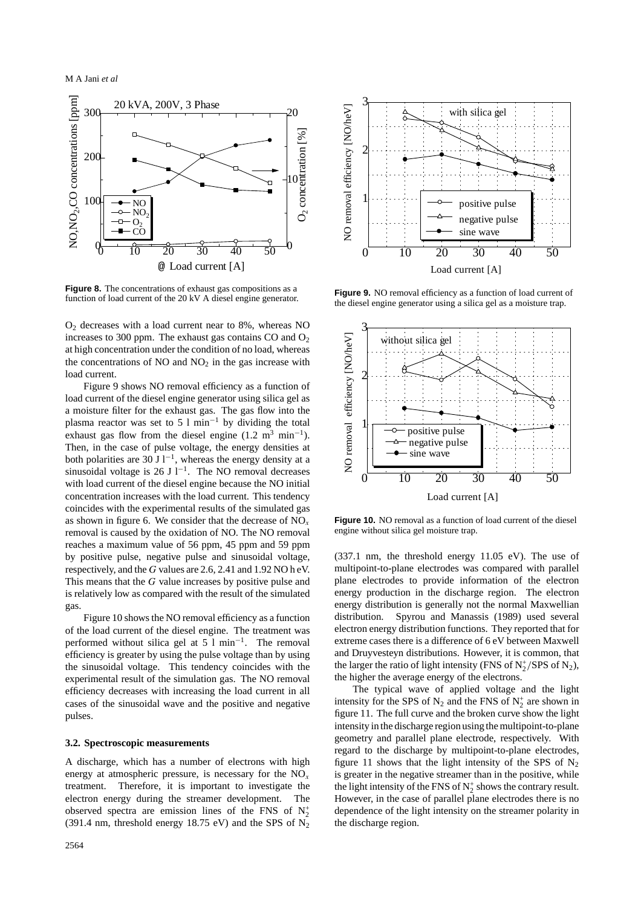**Figure 8.** The concentrations of exhaust gas compositions as a function of load current of the 20 kV A diesel engine generator.

**Figure 9.** NO removal efficiency as a function of load current of the diesel engine generator using a silica gel as a moisture trap.

$O_2$ decreases with a load current near to 8%, whereas NO increases to 300 ppm. The exhaust gas contains CO and $O_2$ at high concentration under the condition of no load, whereas the concentrations of NO and $NO_2$ in the gas increase with load current.

Figure 9 shows NO removal efficiency as a function of load current of the diesel engine generator using silica gel as a moisture filter for the exhaust gas. The gas flow into the plasma reactor was set to 5 l $min^{-1}$ by dividing the total exhaust gas flow from the diesel engine (1.2 $m^3$ $min^{-1}$). Then, in the case of pulse voltage, the energy densities at both polarities are 30 J $l^{-1}$, whereas the energy density at a sinusoidal voltage is 26 J $l^{-1}$. The NO removal decreases with load current of the diesel engine because the NO initial concentration increases with the load current. This tendency coincides with the experimental results of the simulated gas as shown in figure 6. We consider that the decrease of $NO_x$ removal is caused by the oxidation of NO. The NO removal reaches a maximum value of 56 ppm, 45 ppm and 59 ppm by positive pulse, negative pulse and sinusoidal voltage, respectively, and the $G$ values are 2.6, 2.41 and 1.92 NO h eV. This means that the $G$ value increases by positive pulse and is relatively low as compared with the result of the simulated gas.

Figure 10 shows the NO removal efficiency as a function of the load current of the diesel engine. The treatment was performed without silica gel at 5 l $min^{-1}$. The removal efficiency is greater by using the pulse voltage than by using the sinusoidal voltage. This tendency coincides with the experimental result of the simulation gas. The NO removal efficiency decreases with increasing the load current in all cases of the sinusoidal wave and the positive and negative pulses.

**Figure 10.** NO removal as a function of load current of the diesel engine without silica gel moisture trap.

### 3.2. Spectroscopic measurements

A discharge, which has a number of electrons with high energy at atmospheric pressure, is necessary for the $NO_x$ treatment. Therefore, it is important to investigate the electron energy during the streamer development. The observed spectra are emission lines of the FNS of $N_2^+$ (391.4 nm, threshold energy 18.75 eV) and the SPS of $N_2$ (337.1 nm, the threshold energy 11.05 eV). The use of multipoint-to-plane electrodes was compared with parallel plane electrodes to provide information of the electron energy production in the discharge region. The electron energy distribution is generally not the normal Maxwellian distribution. Spyrou and Manassis (1989) used several electron energy distribution functions. They reported that for extreme cases there is a difference of 6 eV between Maxwell and Druyvesteyn distributions. However, it is common, that the larger the ratio of light intensity (FNS of $N_2^+$/SPS of $N_2$), the higher the average energy of the electrons.

The typical wave of applied voltage and the light intensity for the SPS of $N_2$ and the FNS of $N_2^+$ are shown in figure 11. The full curve and the broken curve show the light intensity in the discharge region using the multipoint-to-plane geometry and parallel plane electrode, respectively. With regard to the discharge by multipoint-to-plane electrodes, figure 11 shows that the light intensity of the SPS of $N_2$ is greater in the negative streamer than in the positive, while the light intensity of the FNS of $N_2^+$ shows the contrary result. However, in the case of parallel plane electrodes there is no dependence of the light intensity on the streamer polarity in the discharge region.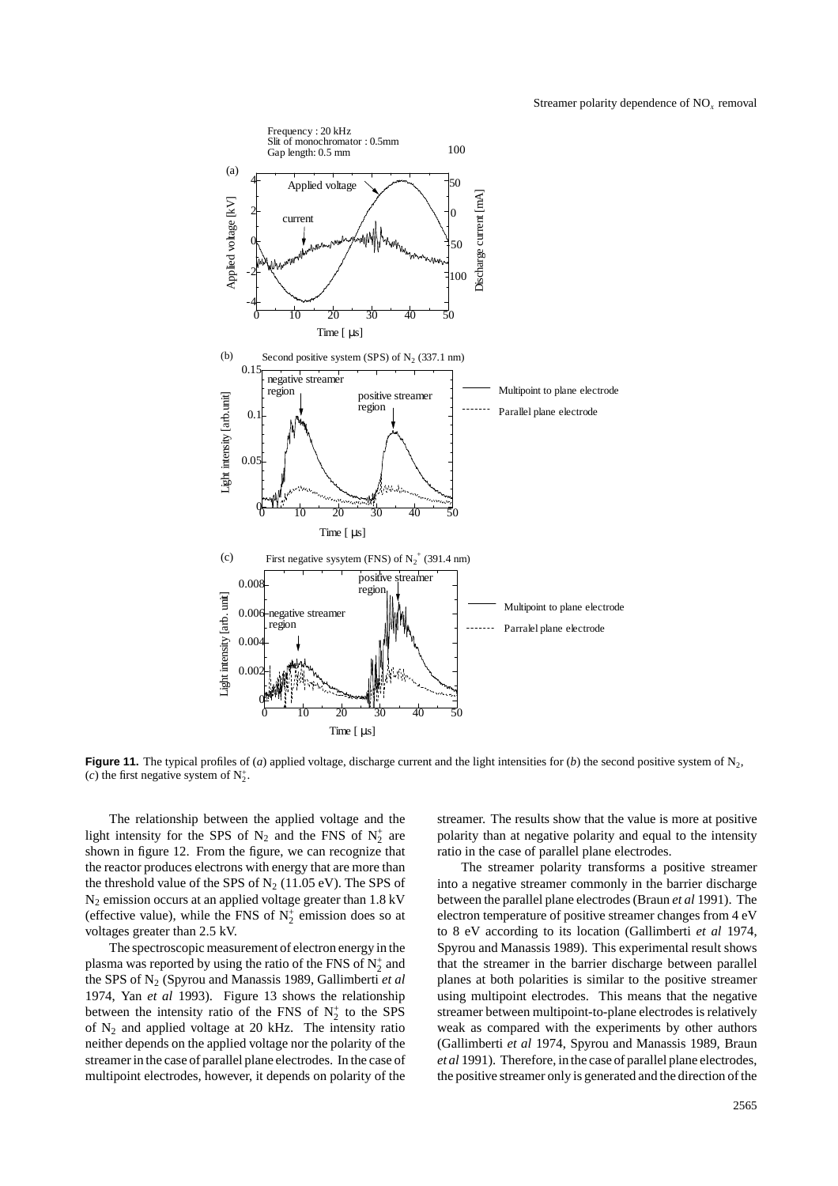**Figure 11.** The typical profiles of (*a*) applied voltage, discharge current and the light intensities for (*b*) the second positive system of $N_2$, (*c*) the first negative system of $N_2^+$.

The relationship between the applied voltage and the light intensity for the SPS of $N_2$ and the FNS of $N_2^+$ are shown in figure 12. From the figure, we can recognize that the reactor produces electrons with energy that are more than the threshold value of the SPS of $N_2$ (11.05 eV). The SPS of $N_2$ emission occurs at an applied voltage greater than 1.8 kV (effective value), while the FNS of $N_2^+$ emission does so at voltages greater than 2.5 kV.

The spectroscopic measurement of electron energy in the plasma was reported by using the ratio of the FNS of $N_2^+$ and the SPS of $N_2$ (Spyrou and Manassis 1989, Gallimberti *et al* 1974, Yan *et al* 1993). Figure 13 shows the relationship between the intensity ratio of the FNS of $N_2^+$ to the SPS of $N_2$ and applied voltage at 20 kHz. The intensity ratio neither depends on the applied voltage nor the polarity of the streamer in the case of parallel plane electrodes. In the case of multipoint electrodes, however, it depends on polarity of the streamer. The results show that the value is more at positive polarity than at negative polarity and equal to the intensity ratio in the case of parallel plane electrodes.

The streamer polarity transforms a positive streamer into a negative streamer commonly in the barrier discharge between the parallel plane electrodes (Braun *et al* 1991). The electron temperature of positive streamer changes from 4 eV to 8 eV according to its location (Gallimberti *et al* 1974, Spyrou and Manassis 1989). This experimental result shows that the streamer in the barrier discharge between parallel planes at both polarities is similar to the positive streamer using multipoint electrodes. This means that the negative streamer between multipoint-to-plane electrodes is relatively weak as compared with the experiments by other authors (Gallimberti *et al* 1974, Spyrou and Manassis 1989, Braun *et al* 1991). Therefore, in the case of parallel plane electrodes, the positive streamer only is generated and the direction of the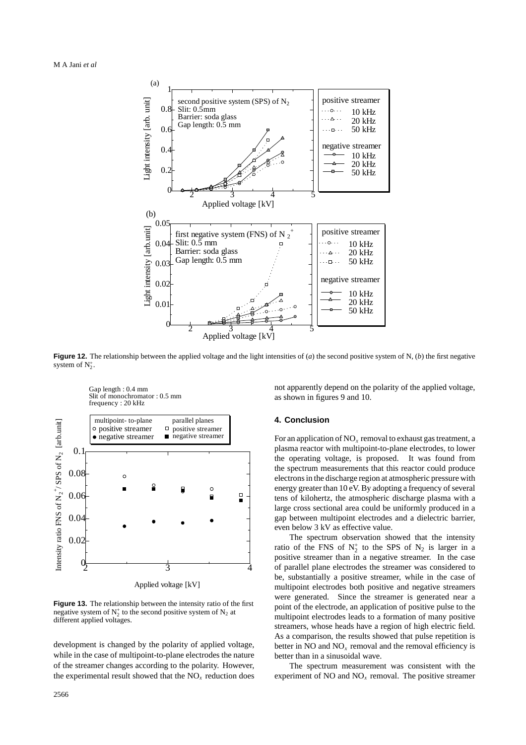**Figure 12.** The relationship between the applied voltage and the light intensities of (*a*) the second positive system of N, (*b*) the first negative system of $N_2^+$.

**Figure 13.** The relationship between the intensity ratio of the first negative system of $N_2^+$ to the second positive system of $N_2$ at different applied voltages.

development is changed by the polarity of applied voltage, while in the case of multipoint-to-plane electrodes the nature of the streamer changes according to the polarity. However, the experimental result showed that the $NO_x$ reduction does not apparently depend on the polarity of the applied voltage, as shown in figures 9 and 10.

## 4. Conclusion

For an application of $NO_x$ removal to exhaust gas treatment, a plasma reactor with multipoint-to-plane electrodes, to lower the operating voltage, is proposed. It was found from the spectrum measurements that this reactor could produce electrons in the discharge region at atmospheric pressure with energy greater than 10 eV. By adopting a frequency of several tens of kilohertz, the atmospheric discharge plasma with a large cross sectional area could be uniformly produced in a gap between multipoint electrodes and a dielectric barrier, even below 3 kV as effective value.

The spectrum observation showed that the intensity ratio of the FNS of $N_2^+$ to the SPS of $N_2$ is larger in a positive streamer than in a negative streamer. In the case of parallel plane electrodes the streamer was considered to be, substantially a positive streamer, while in the case of multipoint electrodes both positive and negative streamers were generated. Since the streamer is generated near a point of the electrode, an application of positive pulse to the multipoint electrodes leads to a formation of many positive streamers, whose heads have a region of high electric field. As a comparison, the results showed that pulse repetition is better in NO and $NO_x$ removal and the removal efficiency is better than in a sinusoidal wave.

The spectrum measurement was consistent with the experiment of NO and $NO_x$ removal. The positive streamer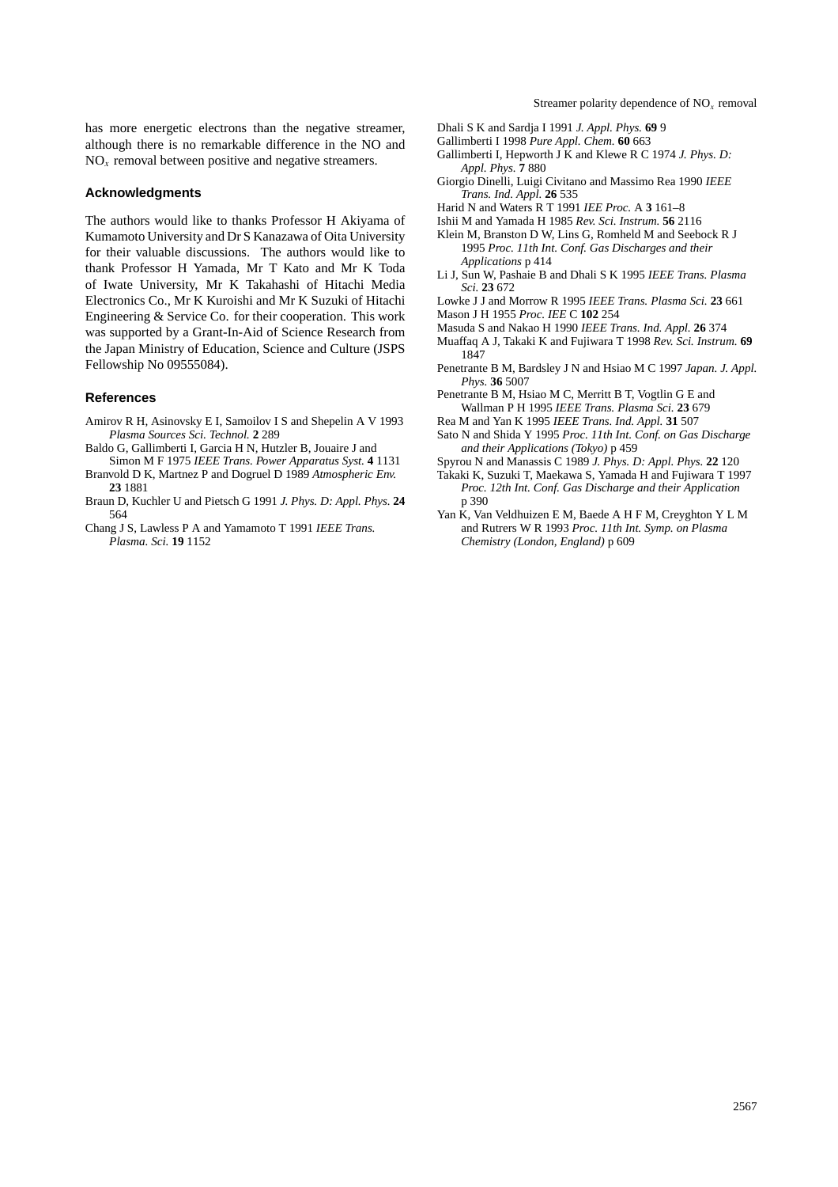has more energetic electrons than the negative streamer, although there is no remarkable difference in the NO and $NO_x$ removal between positive and negative streamers.

## Acknowledgments

The authors would like to thanks Professor H Akiyama of Kumamoto University and Dr S Kanazawa of Oita University for their valuable discussions. The authors would like to thank Professor H Yamada, Mr T Kato and Mr K Toda of Iwate University, Mr K Takahashi of Hitachi Media Electronics Co., Mr K Kuroishi and Mr K Suzuki of Hitachi Engineering & Service Co. for their cooperation. This work was supported by a Grant-In-Aid of Science Research from the Japan Ministry of Education, Science and Culture (JSPS Fellowship No 09555084).

## References

Amirov R H, Asinovsky E I, Samoilov I S and Shepelin A V 1993 *Plasma Sources Sci. Technol.* **2** 289

Baldo G, Gallimberti I, Garcia H N, Hutzler B, Jouaire J and Simon M F 1975 *IEEE Trans. Power Apparatus Syst.* **4** 1131

Branvold D K, Martnez P and Dogruel D 1989 *Atmospheric Env.* **23** 1881

Braun D, Kuchler U and Pietsch G 1991 *J. Phys. D: Appl. Phys.* **24** 564

Chang J S, Lawless P A and Yamamoto T 1991 *IEEE Trans. Plasma. Sci.* **19** 1152

Dhali S K and Sardja I 1991 *J. Appl. Phys.* **69** 9

Gallimberti I 1998 *Pure Appl. Chem.* **60** 663

Gallimberti I, Hepworth J K and Klewe R C 1974 *J. Phys. D: Appl. Phys.* **7** 880

Giorgio Dinelli, Luigi Civitano and Massimo Rea 1990 *IEEE Trans. Ind. Appl.* **26** 535

Harid N and Waters R T 1991 *IEE Proc.* A **3** 161–8

Ishii M and Yamada H 1985 *Rev. Sci. Instrum.* **56** 2116

Klein M, Branston D W, Lins G, Romheld M and Seebock R J 1995 *Proc. 11th Int. Conf. Gas Discharges and their Applications* p 414

Li J, Sun W, Pashaie B and Dhali S K 1995 *IEEE Trans. Plasma Sci.* **23** 672

Lowke J J and Morrow R 1995 *IEEE Trans. Plasma Sci.* **23** 661

Mason J H 1955 *Proc. IEE* C **102** 254

Masuda S and Nakao H 1990 *IEEE Trans. Ind. Appl.* **26** 374

Muaffaq A J, Takaki K and Fujiwara T 1998 *Rev. Sci. Instrum.* **69** 1847

Penetrante B M, Bardsley J N and Hsiao M C 1997 *Japan. J. Appl. Phys.* **36** 5007

Penetrante B M, Hsiao M C, Merritt B T, Vogtlin G E and Wallman P H 1995 *IEEE Trans. Plasma Sci.* **23** 679

Rea M and Yan K 1995 *IEEE Trans. Ind. Appl.* **31** 507

Sato N and Shida Y 1995 *Proc. 11th Int. Conf. on Gas Discharge and their Applications (Tokyo)* p 459

Spyrou N and Manassis C 1989 *J. Phys. D: Appl. Phys.* **22** 120

Takaki K, Suzuki T, Maekawa S, Yamada H and Fujiwara T 1997 *Proc. 12th Int. Conf. Gas Discharge and their Application* p 390

Yan K, Van Veldhuizen E M, Baede A H F M, Creyghton Y L M and Rutrers W R 1993 *Proc. 11th Int. Symp. on Plasma Chemistry (London, England)* p 609